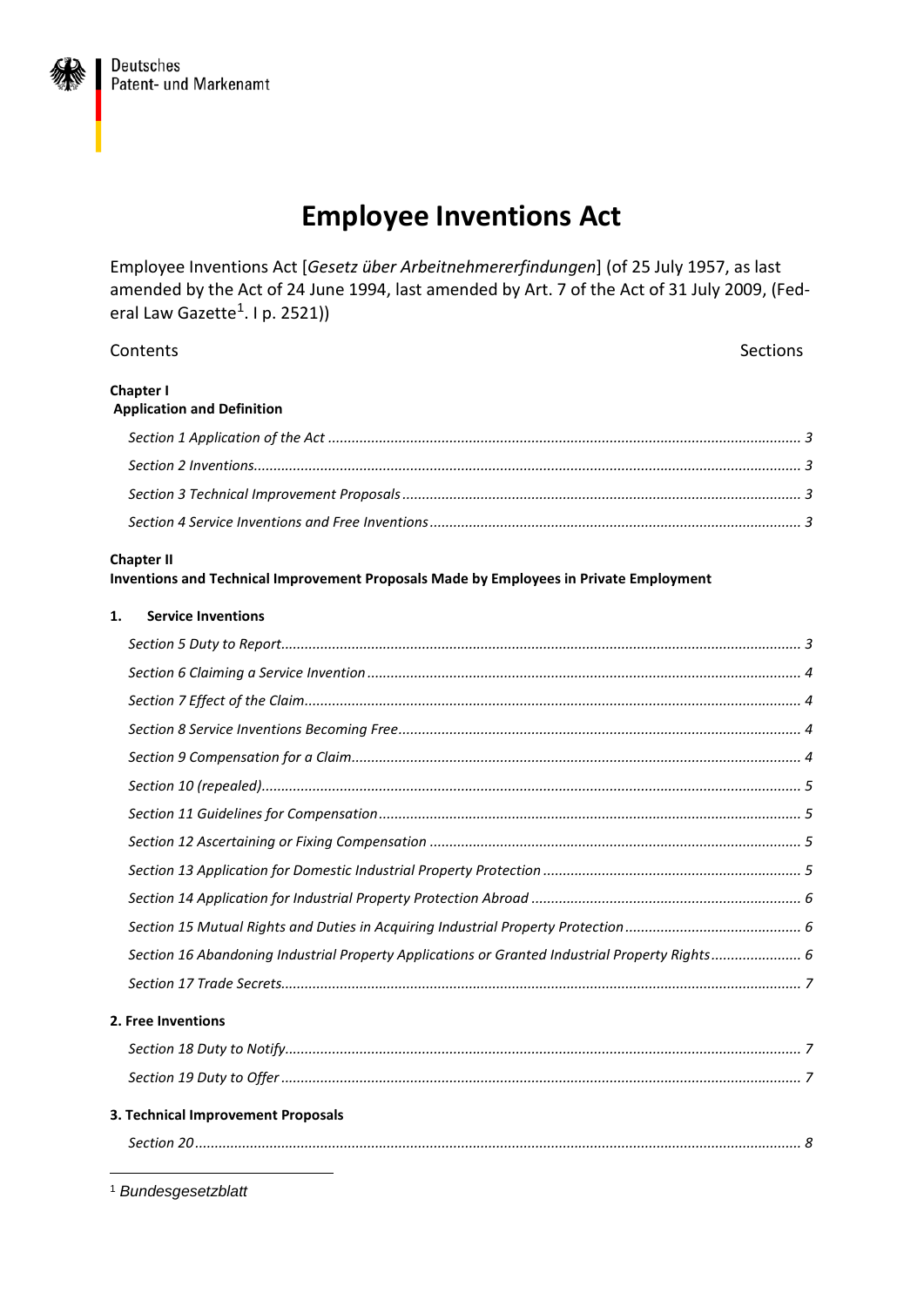Deutsches Patent- und Markenamt

# Employee Inventions Act

Employee Inventions Act [*Gesetz über Arbeitnehmererfindungen*] (of 25 July 1957, as last amended by the Act of 24 June 1994, last amended by Art. 7 of the Act of 31 July 2009, (Federal Law Gazette[1]. I p. 2521))

Contents Sections

**Chapter I**
**Application and Definition**

*Section 1 Application of the Act* ... 3

*Section 2 Inventions* ... 3

*Section 3 Technical Improvement Proposals* ... 3

*Section 4 Service Inventions and Free Inventions* ... 3

**Chapter II**
**Inventions and Technical Improvement Proposals Made by Employees in Private Employment**

**1. Service Inventions**

*Section 5 Duty to Report* ... 3

*Section 6 Claiming a Service Invention* ... 4

*Section 7 Effect of the Claim* ... 4

*Section 8 Service Inventions Becoming Free* ... 4

*Section 9 Compensation for a Claim* ... 4

*Section 10 (repealed)* ... 5

*Section 11 Guidelines for Compensation* ... 5

*Section 12 Ascertaining or Fixing Compensation* ... 5

*Section 13 Application for Domestic Industrial Property Protection* ... 5

*Section 14 Application for Industrial Property Protection Abroad* ... 6

*Section 15 Mutual Rights and Duties in Acquiring Industrial Property Protection* ... 6

*Section 16 Abandoning Industrial Property Applications or Granted Industrial Property Rights* ... 6

*Section 17 Trade Secrets* ... 7

**2. Free Inventions**

*Section 18 Duty to Notify* ... 7

*Section 19 Duty to Offer* ... 7

**3. Technical Improvement Proposals**

*Section 20* ... 8

[1] *Bundesgesetzblatt*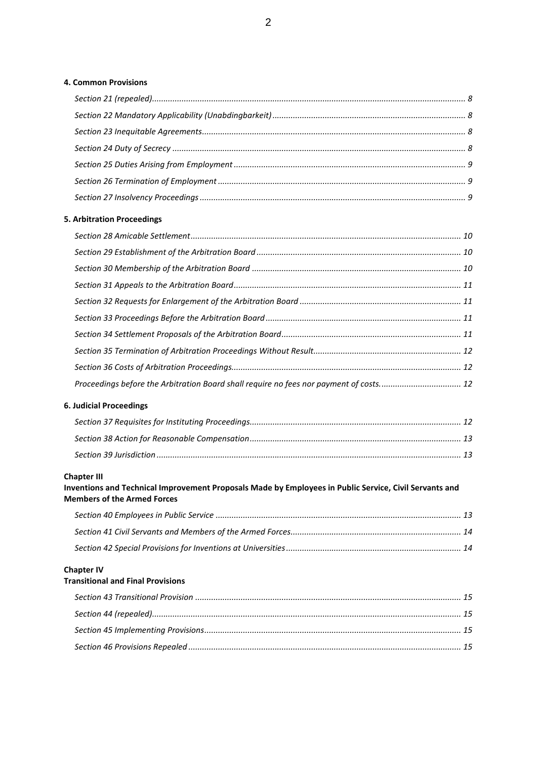**4. Common Provisions**

*Section 21 (repealed)* ... 8

*Section 22 Mandatory Applicability (Unabdingbarkeit)* ... 8

*Section 23 Inequitable Agreements* ... 8

*Section 24 Duty of Secrecy* ... 8

*Section 25 Duties Arising from Employment* ... 9

*Section 26 Termination of Employment* ... 9

*Section 27 Insolvency Proceedings* ... 9

**5. Arbitration Proceedings**

*Section 28 Amicable Settlement* ... 10

*Section 29 Establishment of the Arbitration Board* ... 10

*Section 30 Membership of the Arbitration Board* ... 10

*Section 31 Appeals to the Arbitration Board* ... 11

*Section 32 Requests for Enlargement of the Arbitration Board* ... 11

*Section 33 Proceedings Before the Arbitration Board* ... 11

*Section 34 Settlement Proposals of the Arbitration Board* ... 11

*Section 35 Termination of Arbitration Proceedings Without Result* ... 12

*Section 36 Costs of Arbitration Proceedings* ... 12

*Proceedings before the Arbitration Board shall require no fees nor payment of costs.* ... 12

**6. Judicial Proceedings**

*Section 37 Requisites for Instituting Proceedings* ... 12

*Section 38 Action for Reasonable Compensation* ... 13

*Section 39 Jurisdiction* ... 13

**Chapter III**
**Inventions and Technical Improvement Proposals Made by Employees in Public Service, Civil Servants and Members of the Armed Forces**

*Section 40 Employees in Public Service* ... 13

*Section 41 Civil Servants and Members of the Armed Forces* ... 14

*Section 42 Special Provisions for Inventions at Universities* ... 14

**Chapter IV**
**Transitional and Final Provisions**

*Section 43 Transitional Provision* ... 15

*Section 44 (repealed)* ... 15

*Section 45 Implementing Provisions* ... 15

*Section 46 Provisions Repealed* ... 15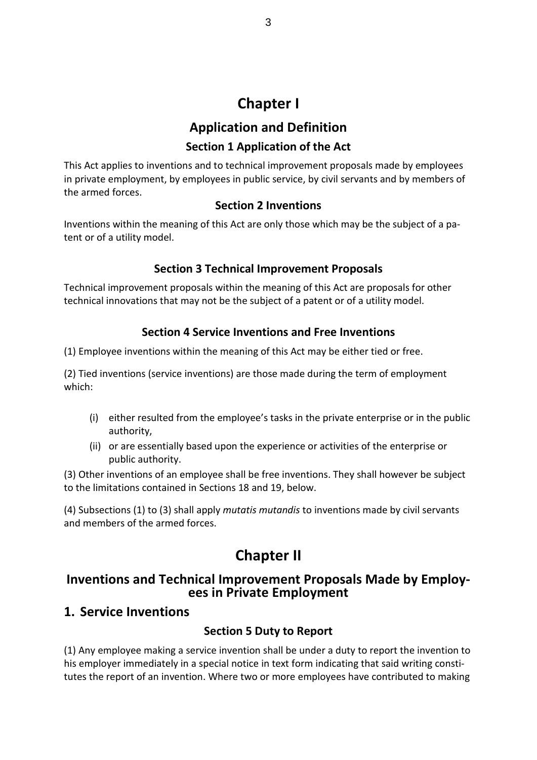# Chapter I

## Application and Definition

### Section 1 Application of the Act

This Act applies to inventions and to technical improvement proposals made by employees in private employment, by employees in public service, by civil servants and by members of the armed forces.

### Section 2 Inventions

Inventions within the meaning of this Act are only those which may be the subject of a patent or of a utility model.

### Section 3 Technical Improvement Proposals

Technical improvement proposals within the meaning of this Act are proposals for other technical innovations that may not be the subject of a patent or of a utility model.

### Section 4 Service Inventions and Free Inventions

(1) Employee inventions within the meaning of this Act may be either tied or free.

(2) Tied inventions (service inventions) are those made during the term of employment which:

- (i) either resulted from the employee's tasks in the private enterprise or in the public authority,
- (ii) or are essentially based upon the experience or activities of the enterprise or public authority.

(3) Other inventions of an employee shall be free inventions. They shall however be subject to the limitations contained in Sections 18 and 19, below.

(4) Subsections (1) to (3) shall apply *mutatis mutandis* to inventions made by civil servants and members of the armed forces.

# Chapter II

## Inventions and Technical Improvement Proposals Made by Employees in Private Employment

## 1. Service Inventions

### Section 5 Duty to Report

(1) Any employee making a service invention shall be under a duty to report the invention to his employer immediately in a special notice in text form indicating that said writing constitutes the report of an invention. Where two or more employees have contributed to making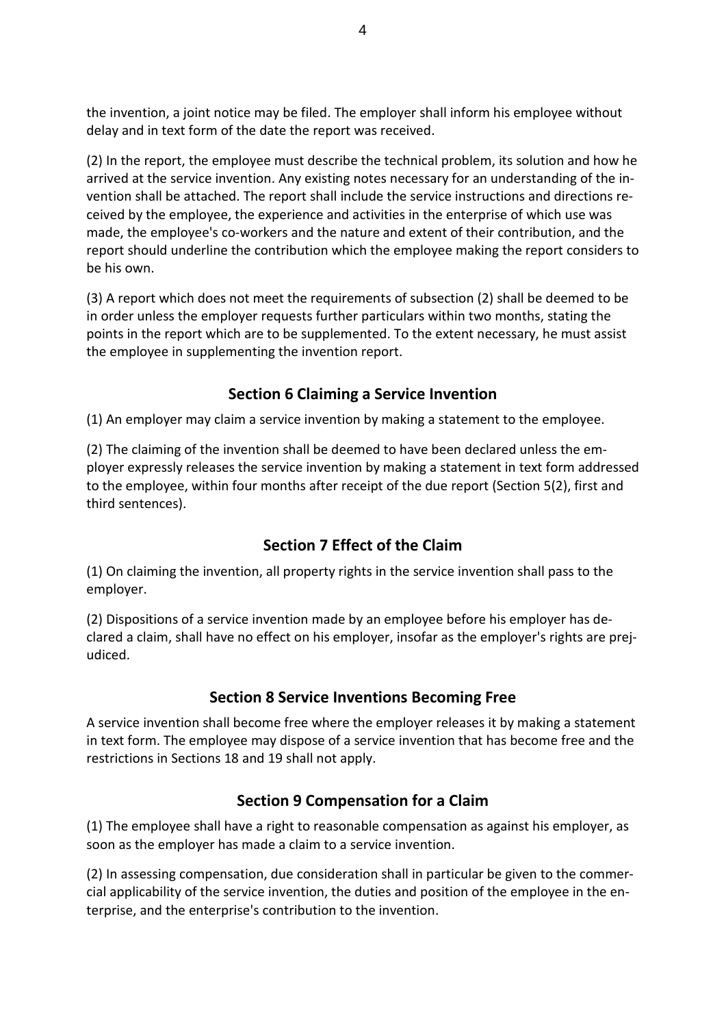the invention, a joint notice may be filed. The employer shall inform his employee without delay and in text form of the date the report was received.

(2) In the report, the employee must describe the technical problem, its solution and how he arrived at the service invention. Any existing notes necessary for an understanding of the invention shall be attached. The report shall include the service instructions and directions received by the employee, the experience and activities in the enterprise of which use was made, the employee's co-workers and the nature and extent of their contribution, and the report should underline the contribution which the employee making the report considers to be his own.

(3) A report which does not meet the requirements of subsection (2) shall be deemed to be in order unless the employer requests further particulars within two months, stating the points in the report which are to be supplemented. To the extent necessary, he must assist the employee in supplementing the invention report.

## Section 6 Claiming a Service Invention

(1) An employer may claim a service invention by making a statement to the employee.

(2) The claiming of the invention shall be deemed to have been declared unless the employer expressly releases the service invention by making a statement in text form addressed to the employee, within four months after receipt of the due report (Section 5(2), first and third sentences).

## Section 7 Effect of the Claim

(1) On claiming the invention, all property rights in the service invention shall pass to the employer.

(2) Dispositions of a service invention made by an employee before his employer has declared a claim, shall have no effect on his employer, insofar as the employer's rights are prejudiced.

## Section 8 Service Inventions Becoming Free

A service invention shall become free where the employer releases it by making a statement in text form. The employee may dispose of a service invention that has become free and the restrictions in Sections 18 and 19 shall not apply.

## Section 9 Compensation for a Claim

(1) The employee shall have a right to reasonable compensation as against his employer, as soon as the employer has made a claim to a service invention.

(2) In assessing compensation, due consideration shall in particular be given to the commercial applicability of the service invention, the duties and position of the employee in the enterprise, and the enterprise's contribution to the invention.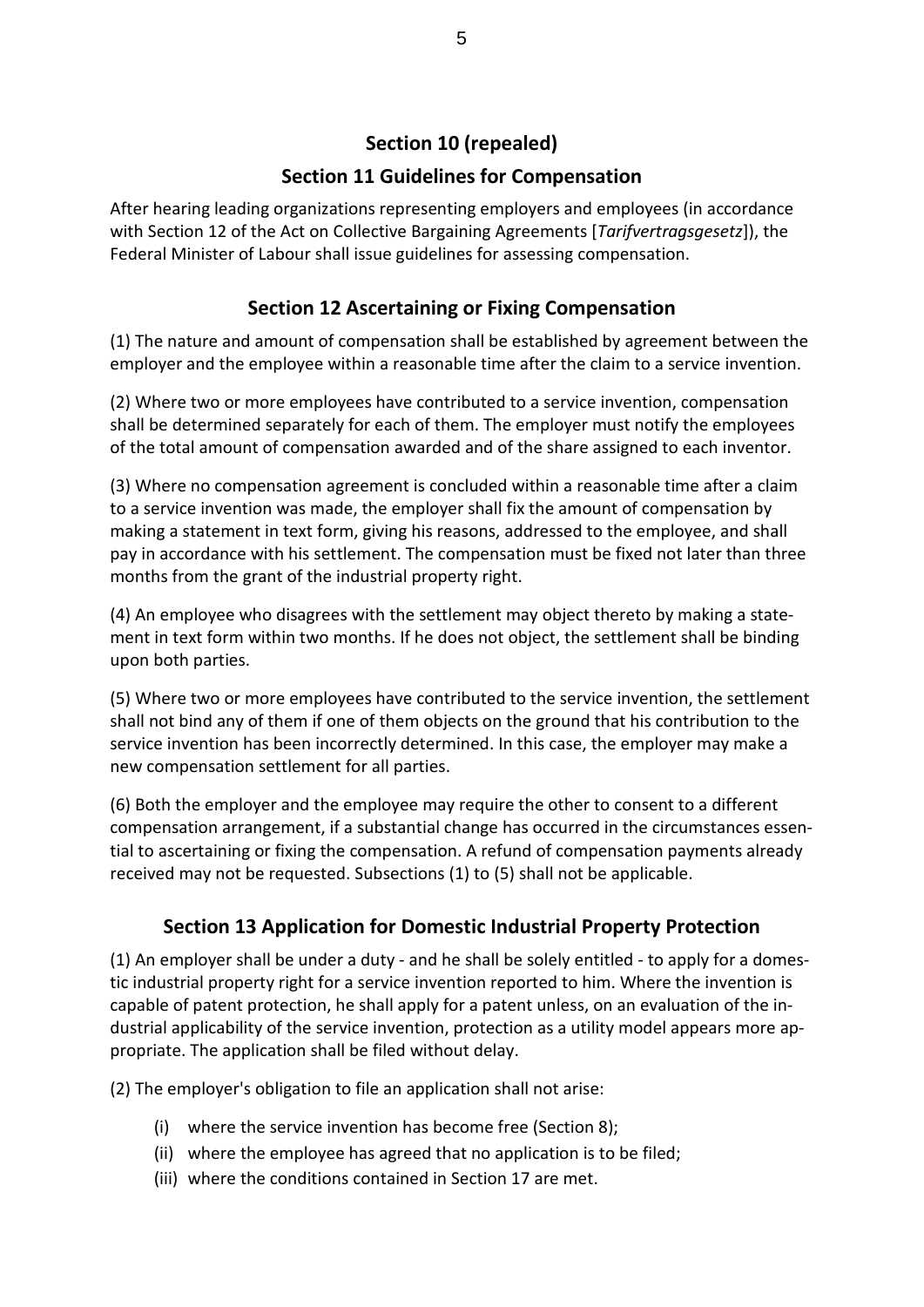## Section 10 (repealed)

## Section 11 Guidelines for Compensation

After hearing leading organizations representing employers and employees (in accordance with Section 12 of the Act on Collective Bargaining Agreements [*Tarifvertragsgesetz*]), the Federal Minister of Labour shall issue guidelines for assessing compensation.

## Section 12 Ascertaining or Fixing Compensation

(1) The nature and amount of compensation shall be established by agreement between the employer and the employee within a reasonable time after the claim to a service invention.

(2) Where two or more employees have contributed to a service invention, compensation shall be determined separately for each of them. The employer must notify the employees of the total amount of compensation awarded and of the share assigned to each inventor.

(3) Where no compensation agreement is concluded within a reasonable time after a claim to a service invention was made, the employer shall fix the amount of compensation by making a statement in text form, giving his reasons, addressed to the employee, and shall pay in accordance with his settlement. The compensation must be fixed not later than three months from the grant of the industrial property right.

(4) An employee who disagrees with the settlement may object thereto by making a statement in text form within two months. If he does not object, the settlement shall be binding upon both parties.

(5) Where two or more employees have contributed to the service invention, the settlement shall not bind any of them if one of them objects on the ground that his contribution to the service invention has been incorrectly determined. In this case, the employer may make a new compensation settlement for all parties.

(6) Both the employer and the employee may require the other to consent to a different compensation arrangement, if a substantial change has occurred in the circumstances essential to ascertaining or fixing the compensation. A refund of compensation payments already received may not be requested. Subsections (1) to (5) shall not be applicable.

## Section 13 Application for Domestic Industrial Property Protection

(1) An employer shall be under a duty - and he shall be solely entitled - to apply for a domestic industrial property right for a service invention reported to him. Where the invention is capable of patent protection, he shall apply for a patent unless, on an evaluation of the industrial applicability of the service invention, protection as a utility model appears more appropriate. The application shall be filed without delay.

(2) The employer's obligation to file an application shall not arise:

- (i) where the service invention has become free (Section 8);
- (ii) where the employee has agreed that no application is to be filed;
- (iii) where the conditions contained in Section 17 are met.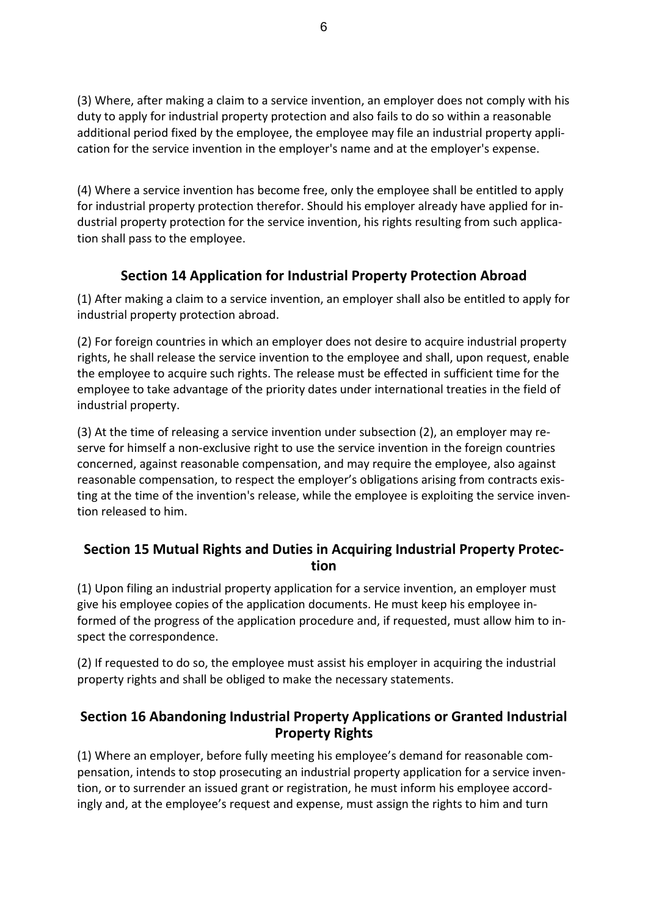(3) Where, after making a claim to a service invention, an employer does not comply with his duty to apply for industrial property protection and also fails to do so within a reasonable additional period fixed by the employee, the employee may file an industrial property application for the service invention in the employer's name and at the employer's expense.

(4) Where a service invention has become free, only the employee shall be entitled to apply for industrial property protection therefor. Should his employer already have applied for industrial property protection for the service invention, his rights resulting from such application shall pass to the employee.

## Section 14 Application for Industrial Property Protection Abroad

(1) After making a claim to a service invention, an employer shall also be entitled to apply for industrial property protection abroad.

(2) For foreign countries in which an employer does not desire to acquire industrial property rights, he shall release the service invention to the employee and shall, upon request, enable the employee to acquire such rights. The release must be effected in sufficient time for the employee to take advantage of the priority dates under international treaties in the field of industrial property.

(3) At the time of releasing a service invention under subsection (2), an employer may reserve for himself a non-exclusive right to use the service invention in the foreign countries concerned, against reasonable compensation, and may require the employee, also against reasonable compensation, to respect the employer's obligations arising from contracts existing at the time of the invention's release, while the employee is exploiting the service invention released to him.

## Section 15 Mutual Rights and Duties in Acquiring Industrial Property Protection

(1) Upon filing an industrial property application for a service invention, an employer must give his employee copies of the application documents. He must keep his employee informed of the progress of the application procedure and, if requested, must allow him to inspect the correspondence.

(2) If requested to do so, the employee must assist his employer in acquiring the industrial property rights and shall be obliged to make the necessary statements.

## Section 16 Abandoning Industrial Property Applications or Granted Industrial Property Rights

(1) Where an employer, before fully meeting his employee's demand for reasonable compensation, intends to stop prosecuting an industrial property application for a service invention, or to surrender an issued grant or registration, he must inform his employee accordingly and, at the employee's request and expense, must assign the rights to him and turn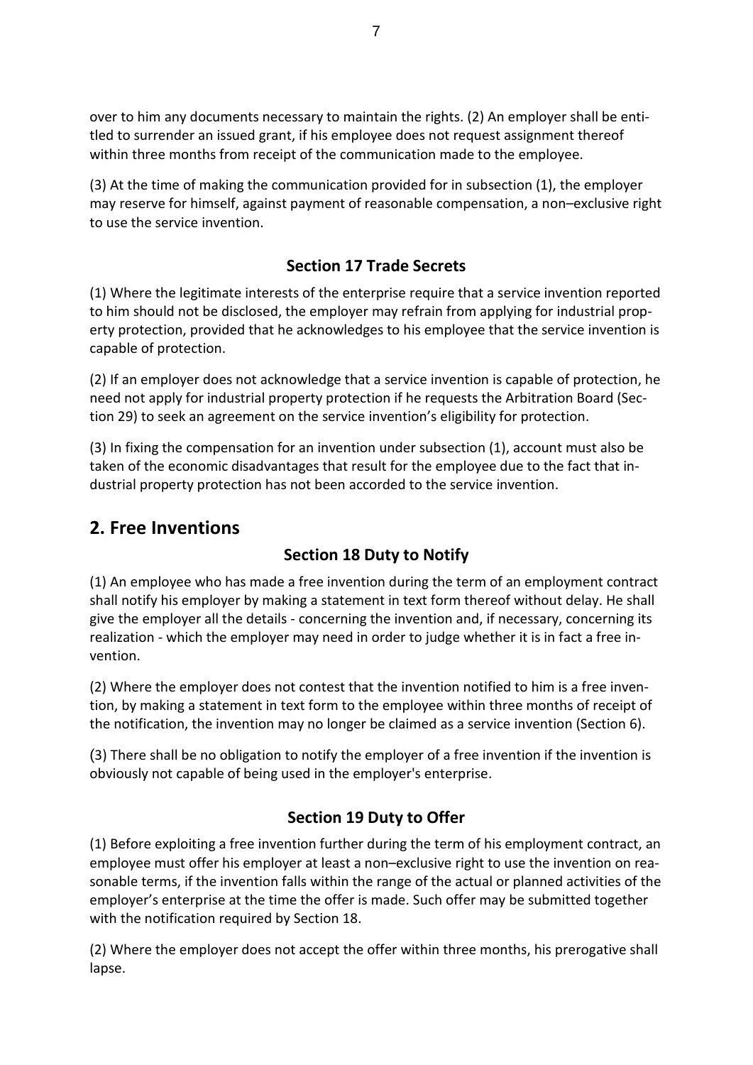over to him any documents necessary to maintain the rights. (2) An employer shall be entitled to surrender an issued grant, if his employee does not request assignment thereof within three months from receipt of the communication made to the employee.

(3) At the time of making the communication provided for in subsection (1), the employer may reserve for himself, against payment of reasonable compensation, a non–exclusive right to use the service invention.

### Section 17 Trade Secrets

(1) Where the legitimate interests of the enterprise require that a service invention reported to him should not be disclosed, the employer may refrain from applying for industrial property protection, provided that he acknowledges to his employee that the service invention is capable of protection.

(2) If an employer does not acknowledge that a service invention is capable of protection, he need not apply for industrial property protection if he requests the Arbitration Board (Section 29) to seek an agreement on the service invention's eligibility for protection.

(3) In fixing the compensation for an invention under subsection (1), account must also be taken of the economic disadvantages that result for the employee due to the fact that industrial property protection has not been accorded to the service invention.

## 2. Free Inventions

### Section 18 Duty to Notify

(1) An employee who has made a free invention during the term of an employment contract shall notify his employer by making a statement in text form thereof without delay. He shall give the employer all the details - concerning the invention and, if necessary, concerning its realization - which the employer may need in order to judge whether it is in fact a free invention.

(2) Where the employer does not contest that the invention notified to him is a free invention, by making a statement in text form to the employee within three months of receipt of the notification, the invention may no longer be claimed as a service invention (Section 6).

(3) There shall be no obligation to notify the employer of a free invention if the invention is obviously not capable of being used in the employer's enterprise.

### Section 19 Duty to Offer

(1) Before exploiting a free invention further during the term of his employment contract, an employee must offer his employer at least a non–exclusive right to use the invention on reasonable terms, if the invention falls within the range of the actual or planned activities of the employer's enterprise at the time the offer is made. Such offer may be submitted together with the notification required by Section 18.

(2) Where the employer does not accept the offer within three months, his prerogative shall lapse.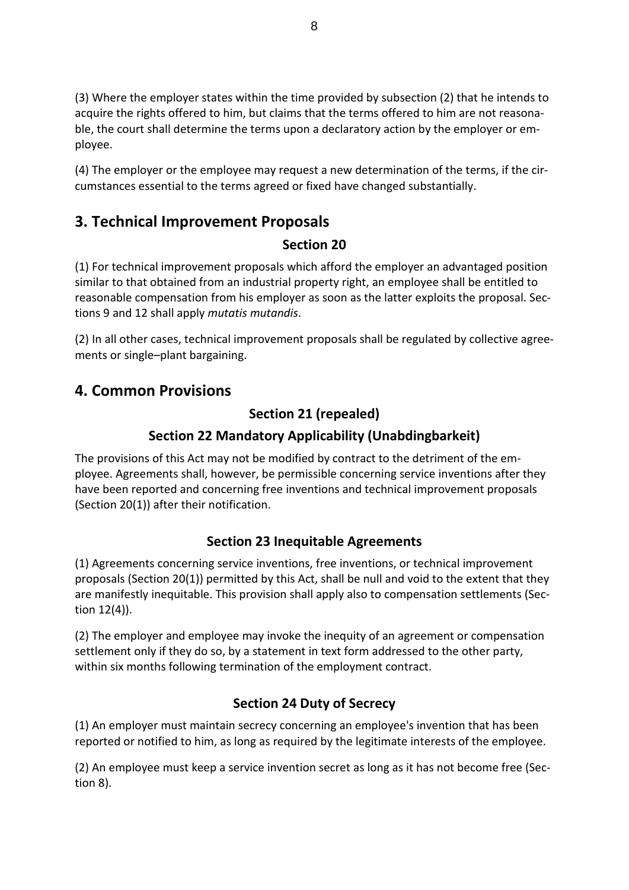(3) Where the employer states within the time provided by subsection (2) that he intends to acquire the rights offered to him, but claims that the terms offered to him are not reasonable, the court shall determine the terms upon a declaratory action by the employer or employee.

(4) The employer or the employee may request a new determination of the terms, if the circumstances essential to the terms agreed or fixed have changed substantially.

## 3. Technical Improvement Proposals

### Section 20

(1) For technical improvement proposals which afford the employer an advantaged position similar to that obtained from an industrial property right, an employee shall be entitled to reasonable compensation from his employer as soon as the latter exploits the proposal. Sections 9 and 12 shall apply *mutatis mutandis*.

(2) In all other cases, technical improvement proposals shall be regulated by collective agreements or single–plant bargaining.

## 4. Common Provisions

### Section 21 (repealed)

### Section 22 Mandatory Applicability (Unabdingbarkeit)

The provisions of this Act may not be modified by contract to the detriment of the employee. Agreements shall, however, be permissible concerning service inventions after they have been reported and concerning free inventions and technical improvement proposals (Section 20(1)) after their notification.

### Section 23 Inequitable Agreements

(1) Agreements concerning service inventions, free inventions, or technical improvement proposals (Section 20(1)) permitted by this Act, shall be null and void to the extent that they are manifestly inequitable. This provision shall apply also to compensation settlements (Section 12(4)).

(2) The employer and employee may invoke the inequity of an agreement or compensation settlement only if they do so, by a statement in text form addressed to the other party, within six months following termination of the employment contract.

### Section 24 Duty of Secrecy

(1) An employer must maintain secrecy concerning an employee's invention that has been reported or notified to him, as long as required by the legitimate interests of the employee.

(2) An employee must keep a service invention secret as long as it has not become free (Section 8).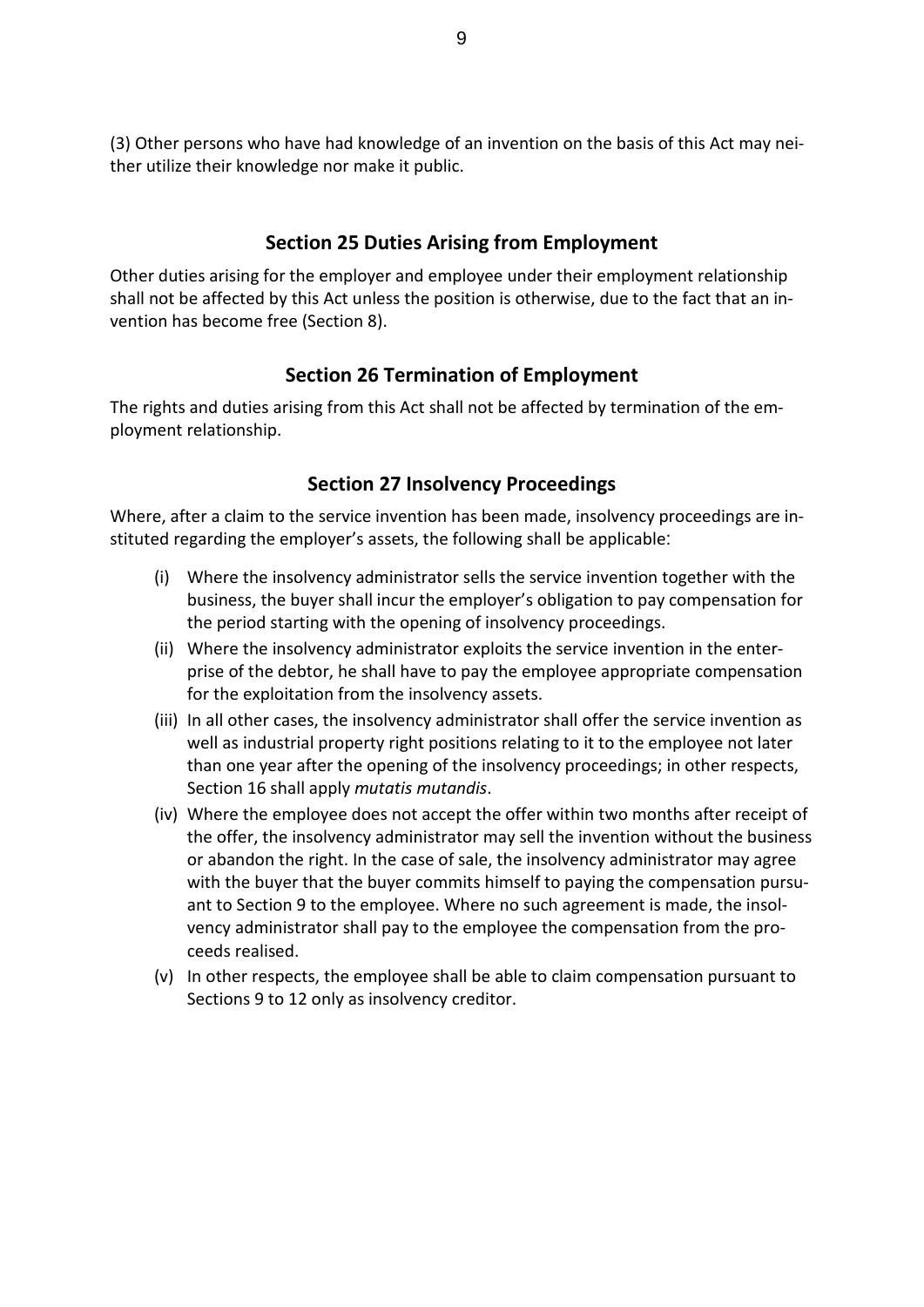(3) Other persons who have had knowledge of an invention on the basis of this Act may neither utilize their knowledge nor make it public.

## Section 25 Duties Arising from Employment

Other duties arising for the employer and employee under their employment relationship shall not be affected by this Act unless the position is otherwise, due to the fact that an invention has become free (Section 8).

## Section 26 Termination of Employment

The rights and duties arising from this Act shall not be affected by termination of the employment relationship.

## Section 27 Insolvency Proceedings

Where, after a claim to the service invention has been made, insolvency proceedings are instituted regarding the employer's assets, the following shall be applicable:

(i) Where the insolvency administrator sells the service invention together with the business, the buyer shall incur the employer's obligation to pay compensation for the period starting with the opening of insolvency proceedings.

(ii) Where the insolvency administrator exploits the service invention in the enterprise of the debtor, he shall have to pay the employee appropriate compensation for the exploitation from the insolvency assets.

(iii) In all other cases, the insolvency administrator shall offer the service invention as well as industrial property right positions relating to it to the employee not later than one year after the opening of the insolvency proceedings; in other respects, Section 16 shall apply *mutatis mutandis*.

(iv) Where the employee does not accept the offer within two months after receipt of the offer, the insolvency administrator may sell the invention without the business or abandon the right. In the case of sale, the insolvency administrator may agree with the buyer that the buyer commits himself to paying the compensation pursuant to Section 9 to the employee. Where no such agreement is made, the insolvency administrator shall pay to the employee the compensation from the proceeds realised.

(v) In other respects, the employee shall be able to claim compensation pursuant to Sections 9 to 12 only as insolvency creditor.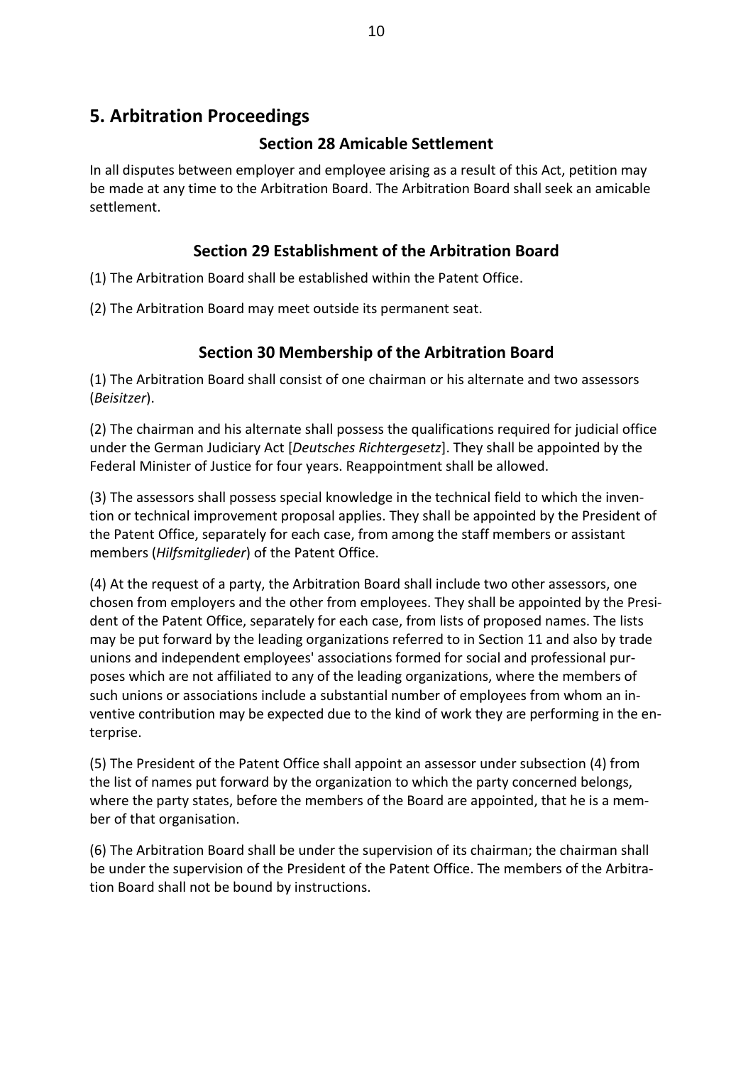## 5. Arbitration Proceedings

### Section 28 Amicable Settlement

In all disputes between employer and employee arising as a result of this Act, petition may be made at any time to the Arbitration Board. The Arbitration Board shall seek an amicable settlement.

### Section 29 Establishment of the Arbitration Board

(1) The Arbitration Board shall be established within the Patent Office.

(2) The Arbitration Board may meet outside its permanent seat.

### Section 30 Membership of the Arbitration Board

(1) The Arbitration Board shall consist of one chairman or his alternate and two assessors (*Beisitzer*).

(2) The chairman and his alternate shall possess the qualifications required for judicial office under the German Judiciary Act [*Deutsches Richtergesetz*]. They shall be appointed by the Federal Minister of Justice for four years. Reappointment shall be allowed.

(3) The assessors shall possess special knowledge in the technical field to which the invention or technical improvement proposal applies. They shall be appointed by the President of the Patent Office, separately for each case, from among the staff members or assistant members (*Hilfsmitglieder*) of the Patent Office.

(4) At the request of a party, the Arbitration Board shall include two other assessors, one chosen from employers and the other from employees. They shall be appointed by the President of the Patent Office, separately for each case, from lists of proposed names. The lists may be put forward by the leading organizations referred to in Section 11 and also by trade unions and independent employees' associations formed for social and professional purposes which are not affiliated to any of the leading organizations, where the members of such unions or associations include a substantial number of employees from whom an inventive contribution may be expected due to the kind of work they are performing in the enterprise.

(5) The President of the Patent Office shall appoint an assessor under subsection (4) from the list of names put forward by the organization to which the party concerned belongs, where the party states, before the members of the Board are appointed, that he is a member of that organisation.

(6) The Arbitration Board shall be under the supervision of its chairman; the chairman shall be under the supervision of the President of the Patent Office. The members of the Arbitration Board shall not be bound by instructions.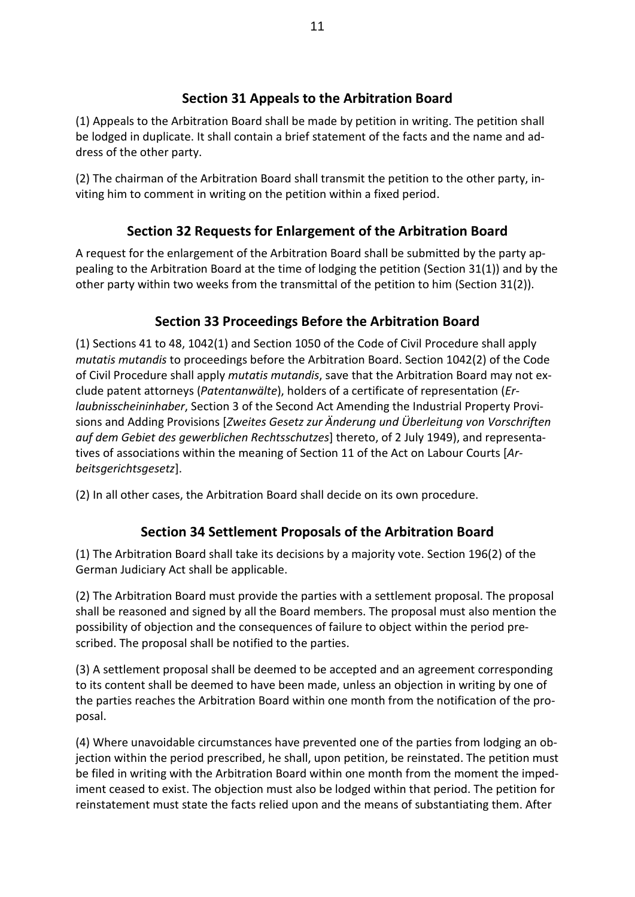## Section 31 Appeals to the Arbitration Board

(1) Appeals to the Arbitration Board shall be made by petition in writing. The petition shall be lodged in duplicate. It shall contain a brief statement of the facts and the name and address of the other party.

(2) The chairman of the Arbitration Board shall transmit the petition to the other party, inviting him to comment in writing on the petition within a fixed period.

## Section 32 Requests for Enlargement of the Arbitration Board

A request for the enlargement of the Arbitration Board shall be submitted by the party appealing to the Arbitration Board at the time of lodging the petition (Section 31(1)) and by the other party within two weeks from the transmittal of the petition to him (Section 31(2)).

## Section 33 Proceedings Before the Arbitration Board

(1) Sections 41 to 48, 1042(1) and Section 1050 of the Code of Civil Procedure shall apply *mutatis mutandis* to proceedings before the Arbitration Board. Section 1042(2) of the Code of Civil Procedure shall apply *mutatis mutandis*, save that the Arbitration Board may not exclude patent attorneys (*Patentanwälte*), holders of a certificate of representation (*Erlaubnisscheininhaber*, Section 3 of the Second Act Amending the Industrial Property Provisions and Adding Provisions [*Zweites Gesetz zur Änderung und Überleitung von Vorschriften auf dem Gebiet des gewerblichen Rechtsschutzes*] thereto, of 2 July 1949), and representatives of associations within the meaning of Section 11 of the Act on Labour Courts [*Arbeitsgerichtsgesetz*].

(2) In all other cases, the Arbitration Board shall decide on its own procedure.

## Section 34 Settlement Proposals of the Arbitration Board

(1) The Arbitration Board shall take its decisions by a majority vote. Section 196(2) of the German Judiciary Act shall be applicable.

(2) The Arbitration Board must provide the parties with a settlement proposal. The proposal shall be reasoned and signed by all the Board members. The proposal must also mention the possibility of objection and the consequences of failure to object within the period prescribed. The proposal shall be notified to the parties.

(3) A settlement proposal shall be deemed to be accepted and an agreement corresponding to its content shall be deemed to have been made, unless an objection in writing by one of the parties reaches the Arbitration Board within one month from the notification of the proposal.

(4) Where unavoidable circumstances have prevented one of the parties from lodging an objection within the period prescribed, he shall, upon petition, be reinstated. The petition must be filed in writing with the Arbitration Board within one month from the moment the impediment ceased to exist. The objection must also be lodged within that period. The petition for reinstatement must state the facts relied upon and the means of substantiating them. After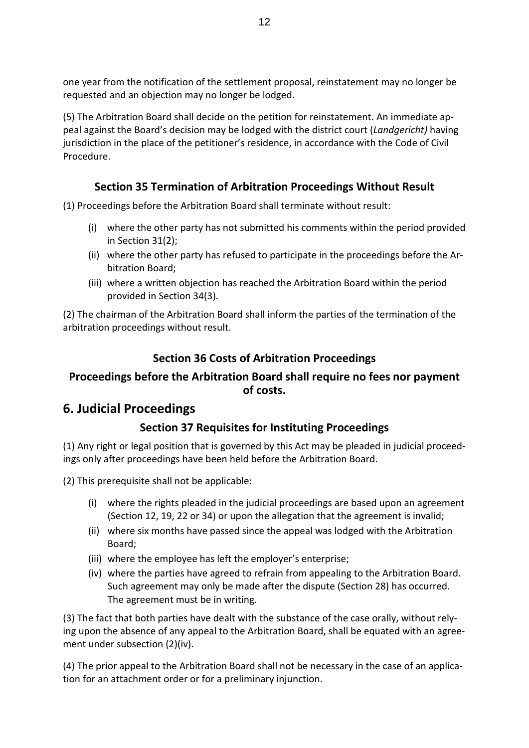one year from the notification of the settlement proposal, reinstatement may no longer be requested and an objection may no longer be lodged.

(5) The Arbitration Board shall decide on the petition for reinstatement. An immediate appeal against the Board's decision may be lodged with the district court (*Landgericht)* having jurisdiction in the place of the petitioner's residence, in accordance with the Code of Civil Procedure.

### Section 35 Termination of Arbitration Proceedings Without Result

(1) Proceedings before the Arbitration Board shall terminate without result:

- (i) where the other party has not submitted his comments within the period provided in Section 31(2);
- (ii) where the other party has refused to participate in the proceedings before the Arbitration Board;
- (iii) where a written objection has reached the Arbitration Board within the period provided in Section 34(3).

(2) The chairman of the Arbitration Board shall inform the parties of the termination of the arbitration proceedings without result.

### Section 36 Costs of Arbitration Proceedings

### Proceedings before the Arbitration Board shall require no fees nor payment of costs.

## 6. Judicial Proceedings

### Section 37 Requisites for Instituting Proceedings

(1) Any right or legal position that is governed by this Act may be pleaded in judicial proceedings only after proceedings have been held before the Arbitration Board.

(2) This prerequisite shall not be applicable:

- (i) where the rights pleaded in the judicial proceedings are based upon an agreement (Section 12, 19, 22 or 34) or upon the allegation that the agreement is invalid;
- (ii) where six months have passed since the appeal was lodged with the Arbitration Board;
- (iii) where the employee has left the employer's enterprise;
- (iv) where the parties have agreed to refrain from appealing to the Arbitration Board. Such agreement may only be made after the dispute (Section 28) has occurred. The agreement must be in writing.

(3) The fact that both parties have dealt with the substance of the case orally, without relying upon the absence of any appeal to the Arbitration Board, shall be equated with an agreement under subsection (2)(iv).

(4) The prior appeal to the Arbitration Board shall not be necessary in the case of an application for an attachment order or for a preliminary injunction.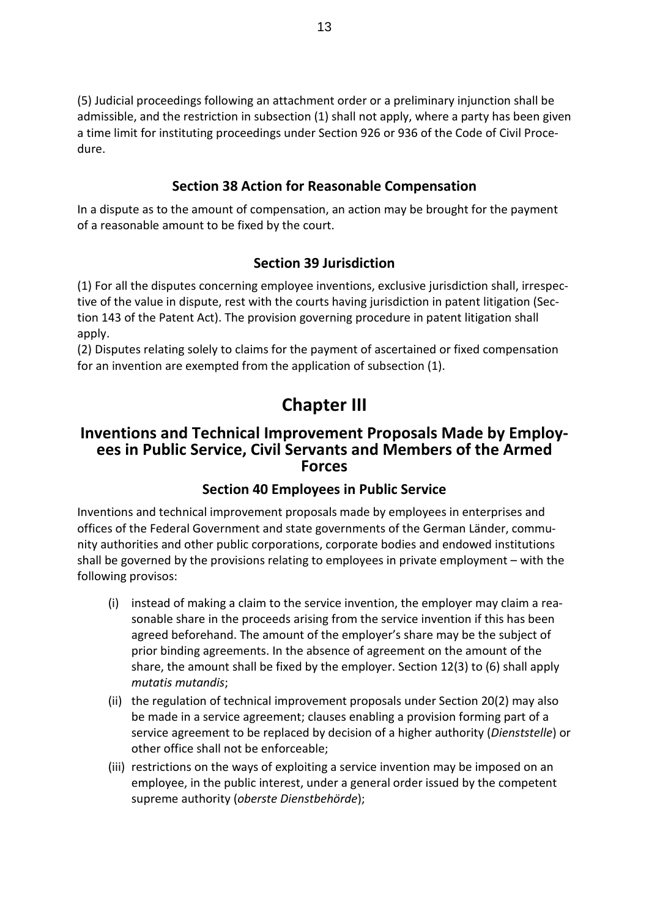(5) Judicial proceedings following an attachment order or a preliminary injunction shall be admissible, and the restriction in subsection (1) shall not apply, where a party has been given a time limit for instituting proceedings under Section 926 or 936 of the Code of Civil Procedure.

### Section 38 Action for Reasonable Compensation

In a dispute as to the amount of compensation, an action may be brought for the payment of a reasonable amount to be fixed by the court.

### Section 39 Jurisdiction

(1) For all the disputes concerning employee inventions, exclusive jurisdiction shall, irrespective of the value in dispute, rest with the courts having jurisdiction in patent litigation (Section 143 of the Patent Act). The provision governing procedure in patent litigation shall apply.
(2) Disputes relating solely to claims for the payment of ascertained or fixed compensation for an invention are exempted from the application of subsection (1).

# Chapter III

## Inventions and Technical Improvement Proposals Made by Employees in Public Service, Civil Servants and Members of the Armed Forces

### Section 40 Employees in Public Service

Inventions and technical improvement proposals made by employees in enterprises and offices of the Federal Government and state governments of the German Länder, community authorities and other public corporations, corporate bodies and endowed institutions shall be governed by the provisions relating to employees in private employment – with the following provisos:

(i) instead of making a claim to the service invention, the employer may claim a reasonable share in the proceeds arising from the service invention if this has been agreed beforehand. The amount of the employer's share may be the subject of prior binding agreements. In the absence of agreement on the amount of the share, the amount shall be fixed by the employer. Section 12(3) to (6) shall apply *mutatis mutandis*;

(ii) the regulation of technical improvement proposals under Section 20(2) may also be made in a service agreement; clauses enabling a provision forming part of a service agreement to be replaced by decision of a higher authority (*Dienststelle*) or other office shall not be enforceable;

(iii) restrictions on the ways of exploiting a service invention may be imposed on an employee, in the public interest, under a general order issued by the competent supreme authority (*oberste Dienstbehörde*);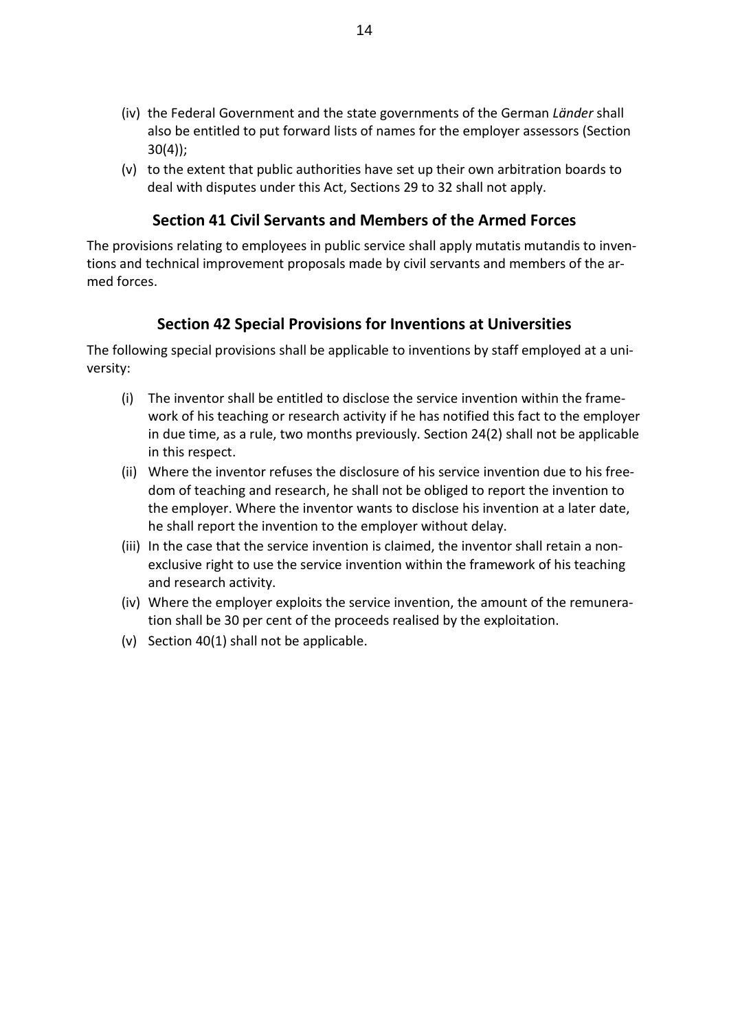(iv) the Federal Government and the state governments of the German *Länder* shall also be entitled to put forward lists of names for the employer assessors (Section 30(4));

(v) to the extent that public authorities have set up their own arbitration boards to deal with disputes under this Act, Sections 29 to 32 shall not apply.

## Section 41 Civil Servants and Members of the Armed Forces

The provisions relating to employees in public service shall apply mutatis mutandis to inventions and technical improvement proposals made by civil servants and members of the armed forces.

## Section 42 Special Provisions for Inventions at Universities

The following special provisions shall be applicable to inventions by staff employed at a university:

(i) The inventor shall be entitled to disclose the service invention within the framework of his teaching or research activity if he has notified this fact to the employer in due time, as a rule, two months previously. Section 24(2) shall not be applicable in this respect.

(ii) Where the inventor refuses the disclosure of his service invention due to his freedom of teaching and research, he shall not be obliged to report the invention to the employer. Where the inventor wants to disclose his invention at a later date, he shall report the invention to the employer without delay.

(iii) In the case that the service invention is claimed, the inventor shall retain a non-exclusive right to use the service invention within the framework of his teaching and research activity.

(iv) Where the employer exploits the service invention, the amount of the remuneration shall be 30 per cent of the proceeds realised by the exploitation.

(v) Section 40(1) shall not be applicable.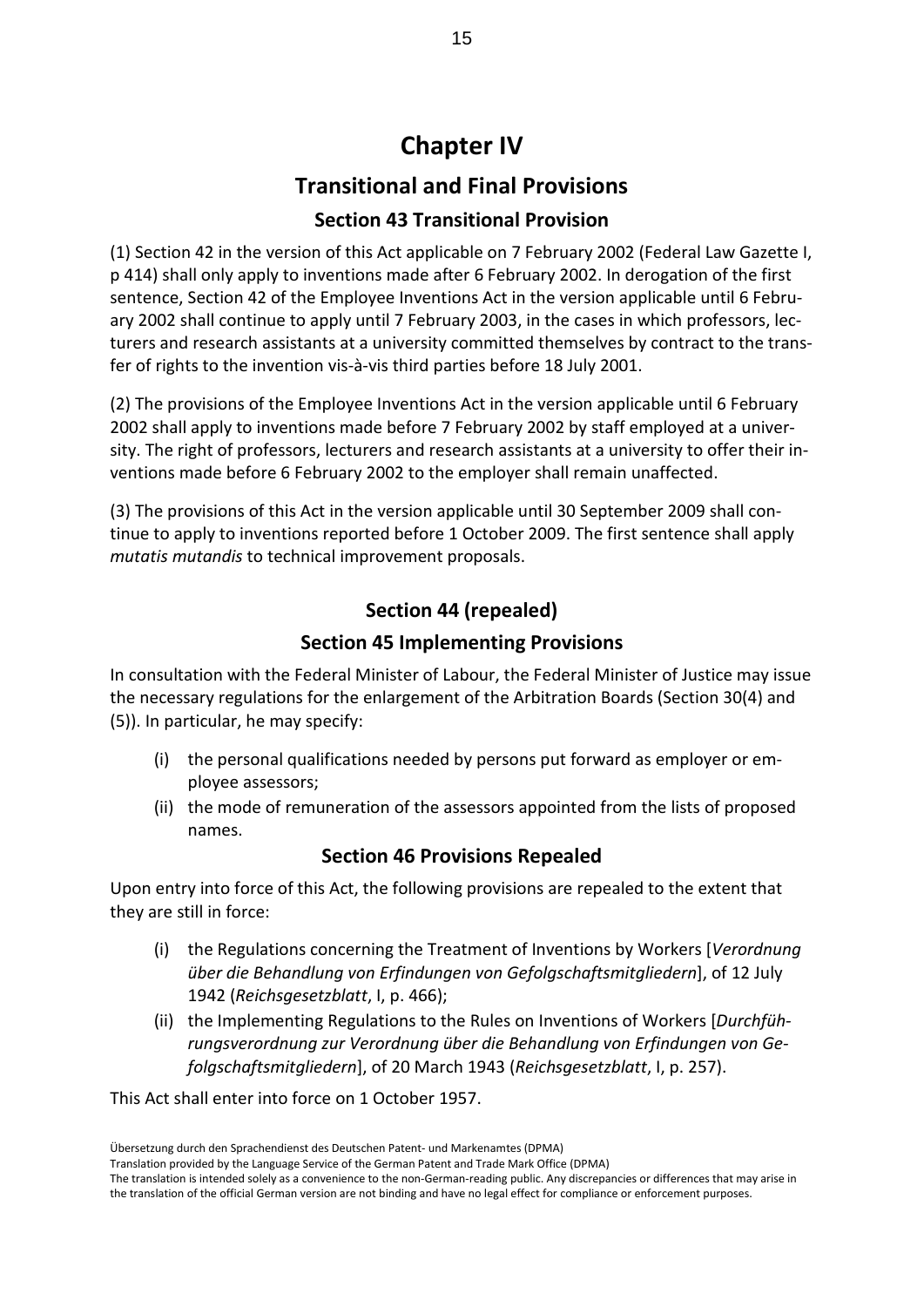# Chapter IV

## Transitional and Final Provisions

### Section 43 Transitional Provision

(1) Section 42 in the version of this Act applicable on 7 February 2002 (Federal Law Gazette I, p 414) shall only apply to inventions made after 6 February 2002. In derogation of the first sentence, Section 42 of the Employee Inventions Act in the version applicable until 6 February 2002 shall continue to apply until 7 February 2003, in the cases in which professors, lecturers and research assistants at a university committed themselves by contract to the transfer of rights to the invention vis-à-vis third parties before 18 July 2001.

(2) The provisions of the Employee Inventions Act in the version applicable until 6 February 2002 shall apply to inventions made before 7 February 2002 by staff employed at a university. The right of professors, lecturers and research assistants at a university to offer their inventions made before 6 February 2002 to the employer shall remain unaffected.

(3) The provisions of this Act in the version applicable until 30 September 2009 shall continue to apply to inventions reported before 1 October 2009. The first sentence shall apply *mutatis mutandis* to technical improvement proposals.

### Section 44 (repealed)

### Section 45 Implementing Provisions

In consultation with the Federal Minister of Labour, the Federal Minister of Justice may issue the necessary regulations for the enlargement of the Arbitration Boards (Section 30(4) and (5)). In particular, he may specify:

(i) the personal qualifications needed by persons put forward as employer or employee assessors;
(ii) the mode of remuneration of the assessors appointed from the lists of proposed names.

### Section 46 Provisions Repealed

Upon entry into force of this Act, the following provisions are repealed to the extent that they are still in force:

(i) the Regulations concerning the Treatment of Inventions by Workers [*Verordnung über die Behandlung von Erfindungen von Gefolgschaftsmitgliedern*], of 12 July 1942 (*Reichsgesetzblatt*, I, p. 466);
(ii) the Implementing Regulations to the Rules on Inventions of Workers [*Durchführungsverordnung zur Verordnung über die Behandlung von Erfindungen von Gefolgschaftsmitgliedern*], of 20 March 1943 (*Reichsgesetzblatt*, I, p. 257).

This Act shall enter into force on 1 October 1957.

Übersetzung durch den Sprachendienst des Deutschen Patent- und Markenamtes (DPMA)
Translation provided by the Language Service of the German Patent and Trade Mark Office (DPMA)
The translation is intended solely as a convenience to the non-German-reading public. Any discrepancies or differences that may arise in the translation of the official German version are not binding and have no legal effect for compliance or enforcement purposes.